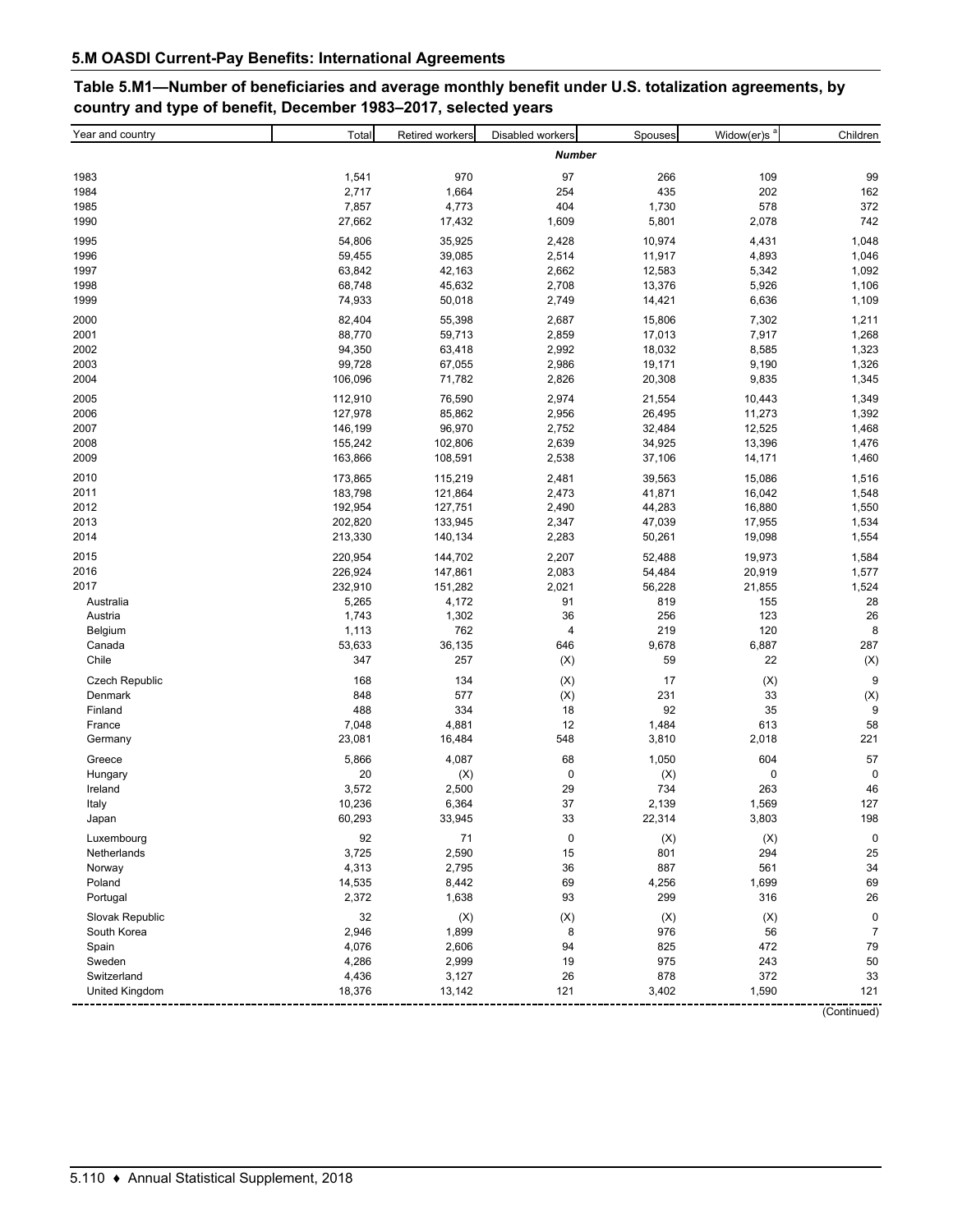## 5.M OASDI Current-Pay Benefits: International Agreements

### Table 5.M1—Number of beneficiaries and average monthly benefit under U.S. totalization agreements, by country and type of benefit, December 1983–2017, selected years

| Year and country | Total | Retired workers | Disabled workers | Spouses | Widow(er)s [a] | Children |
|---|---|---|---|---|---|---|
| | | | *Number* | | | |
| 1983 | 1,541 | 970 | 97 | 266 | 109 | 99 |
| 1984 | 2,717 | 1,664 | 254 | 435 | 202 | 162 |
| 1985 | 7,857 | 4,773 | 404 | 1,730 | 578 | 372 |
| 1990 | 27,662 | 17,432 | 1,609 | 5,801 | 2,078 | 742 |
| 1995 | 54,806 | 35,925 | 2,428 | 10,974 | 4,431 | 1,048 |
| 1996 | 59,455 | 39,085 | 2,514 | 11,917 | 4,893 | 1,046 |
| 1997 | 63,842 | 42,163 | 2,662 | 12,583 | 5,342 | 1,092 |
| 1998 | 68,748 | 45,632 | 2,708 | 13,376 | 5,926 | 1,106 |
| 1999 | 74,933 | 50,018 | 2,749 | 14,421 | 6,636 | 1,109 |
| 2000 | 82,404 | 55,398 | 2,687 | 15,806 | 7,302 | 1,211 |
| 2001 | 88,770 | 59,713 | 2,859 | 17,013 | 7,917 | 1,268 |
| 2002 | 94,350 | 63,418 | 2,992 | 18,032 | 8,585 | 1,323 |
| 2003 | 99,728 | 67,055 | 2,986 | 19,171 | 9,190 | 1,326 |
| 2004 | 106,096 | 71,782 | 2,826 | 20,308 | 9,835 | 1,345 |
| 2005 | 112,910 | 76,590 | 2,974 | 21,554 | 10,443 | 1,349 |
| 2006 | 127,978 | 85,862 | 2,956 | 26,495 | 11,273 | 1,392 |
| 2007 | 146,199 | 96,970 | 2,752 | 32,484 | 12,525 | 1,468 |
| 2008 | 155,242 | 102,806 | 2,639 | 34,925 | 13,396 | 1,476 |
| 2009 | 163,866 | 108,591 | 2,538 | 37,106 | 14,171 | 1,460 |
| 2010 | 173,865 | 115,219 | 2,481 | 39,563 | 15,086 | 1,516 |
| 2011 | 183,798 | 121,864 | 2,473 | 41,871 | 16,042 | 1,548 |
| 2012 | 192,954 | 127,751 | 2,490 | 44,283 | 16,880 | 1,550 |
| 2013 | 202,820 | 133,945 | 2,347 | 47,039 | 17,955 | 1,534 |
| 2014 | 213,330 | 140,134 | 2,283 | 50,261 | 19,098 | 1,554 |
| 2015 | 220,954 | 144,702 | 2,207 | 52,488 | 19,973 | 1,584 |
| 2016 | 226,924 | 147,861 | 2,083 | 54,484 | 20,919 | 1,577 |
| 2017 | 232,910 | 151,282 | 2,021 | 56,228 | 21,855 | 1,524 |
| Australia | 5,265 | 4,172 | 91 | 819 | 155 | 28 |
| Austria | 1,743 | 1,302 | 36 | 256 | 123 | 26 |
| Belgium | 1,113 | 762 | 4 | 219 | 120 | 8 |
| Canada | 53,633 | 36,135 | 646 | 9,678 | 6,887 | 287 |
| Chile | 347 | 257 | (X) | 59 | 22 | (X) |
| Czech Republic | 168 | 134 | (X) | 17 | (X) | 9 |
| Denmark | 848 | 577 | (X) | 231 | 33 | (X) |
| Finland | 488 | 334 | 18 | 92 | 35 | 9 |
| France | 7,048 | 4,881 | 12 | 1,484 | 613 | 58 |
| Germany | 23,081 | 16,484 | 548 | 3,810 | 2,018 | 221 |
| Greece | 5,866 | 4,087 | 68 | 1,050 | 604 | 57 |
| Hungary | 20 | (X) | 0 | (X) | 0 | 0 |
| Ireland | 3,572 | 2,500 | 29 | 734 | 263 | 46 |
| Italy | 10,236 | 6,364 | 37 | 2,139 | 1,569 | 127 |
| Japan | 60,293 | 33,945 | 33 | 22,314 | 3,803 | 198 |
| Luxembourg | 92 | 71 | 0 | (X) | (X) | 0 |
| Netherlands | 3,725 | 2,590 | 15 | 801 | 294 | 25 |
| Norway | 4,313 | 2,795 | 36 | 887 | 561 | 34 |
| Poland | 14,535 | 8,442 | 69 | 4,256 | 1,699 | 69 |
| Portugal | 2,372 | 1,638 | 93 | 299 | 316 | 26 |
| Slovak Republic | 32 | (X) | (X) | (X) | (X) | 0 |
| South Korea | 2,946 | 1,899 | 8 | 976 | 56 | 7 |
| Spain | 4,076 | 2,606 | 94 | 825 | 472 | 79 |
| Sweden | 4,286 | 2,999 | 19 | 975 | 243 | 50 |
| Switzerland | 4,436 | 3,127 | 26 | 878 | 372 | 33 |
| United Kingdom | 18,376 | 13,142 | 121 | 3,402 | 1,590 | 121 |

(Continued)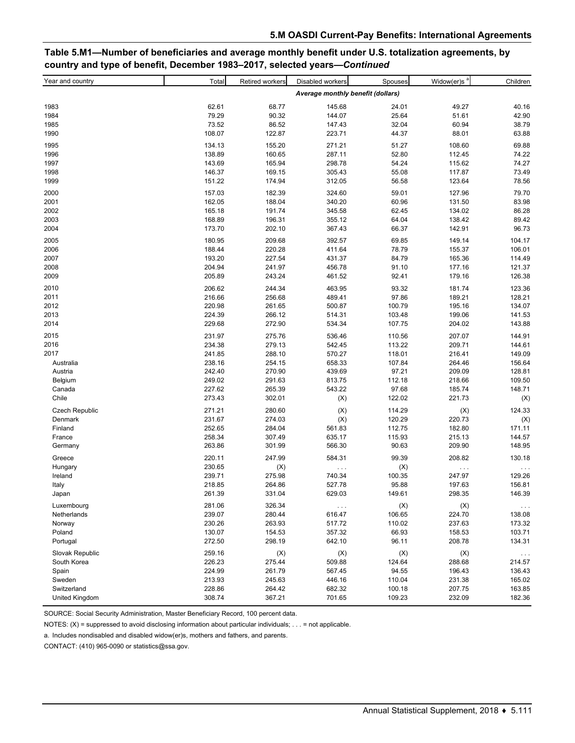## Table 5.M1—Number of beneficiaries and average monthly benefit under U.S. totalization agreements, by country and type of benefit, December 1983–2017, selected years—*Continued*

| Year and country | Total | Retired workers | Disabled workers | Spouses | Widow(er)s [a] | Children |
|---|---|---|---|---|---|---|
| | | | *Average monthly benefit (dollars)* | | | |
| 1983 | 62.61 | 68.77 | 145.68 | 24.01 | 49.27 | 40.16 |
| 1984 | 79.29 | 90.32 | 144.07 | 25.64 | 51.61 | 42.90 |
| 1985 | 73.52 | 86.52 | 147.43 | 32.04 | 60.94 | 38.79 |
| 1990 | 108.07 | 122.87 | 223.71 | 44.37 | 88.01 | 63.88 |
| 1995 | 134.13 | 155.20 | 271.21 | 51.27 | 108.60 | 69.88 |
| 1996 | 138.89 | 160.65 | 287.11 | 52.80 | 112.45 | 74.22 |
| 1997 | 143.69 | 165.94 | 298.78 | 54.24 | 115.62 | 74.27 |
| 1998 | 146.37 | 169.15 | 305.43 | 55.08 | 117.87 | 73.49 |
| 1999 | 151.22 | 174.94 | 312.05 | 56.58 | 123.64 | 78.56 |
| 2000 | 157.03 | 182.39 | 324.60 | 59.01 | 127.96 | 79.70 |
| 2001 | 162.05 | 188.04 | 340.20 | 60.96 | 131.50 | 83.98 |
| 2002 | 165.18 | 191.74 | 345.58 | 62.45 | 134.02 | 86.28 |
| 2003 | 168.89 | 196.31 | 355.12 | 64.04 | 138.42 | 89.42 |
| 2004 | 173.70 | 202.10 | 367.43 | 66.37 | 142.91 | 96.73 |
| 2005 | 180.95 | 209.68 | 392.57 | 69.85 | 149.14 | 104.17 |
| 2006 | 188.44 | 220.28 | 411.64 | 78.79 | 155.37 | 106.01 |
| 2007 | 193.20 | 227.54 | 431.37 | 84.79 | 165.36 | 114.49 |
| 2008 | 204.94 | 241.97 | 456.78 | 91.10 | 177.16 | 121.37 |
| 2009 | 205.89 | 243.24 | 461.52 | 92.41 | 179.16 | 126.38 |
| 2010 | 206.62 | 244.34 | 463.95 | 93.32 | 181.74 | 123.36 |
| 2011 | 216.66 | 256.68 | 489.41 | 97.86 | 189.21 | 128.21 |
| 2012 | 220.98 | 261.65 | 500.87 | 100.79 | 195.16 | 134.07 |
| 2013 | 224.39 | 266.12 | 514.31 | 103.48 | 199.06 | 141.53 |
| 2014 | 229.68 | 272.90 | 534.34 | 107.75 | 204.02 | 143.88 |
| 2015 | 231.97 | 275.76 | 536.46 | 110.56 | 207.07 | 144.91 |
| 2016 | 234.38 | 279.13 | 542.45 | 113.22 | 209.71 | 144.61 |
| 2017 | 241.85 | 288.10 | 570.27 | 118.01 | 216.41 | 149.09 |
| Australia | 238.16 | 254.15 | 658.33 | 107.84 | 264.46 | 156.64 |
| Austria | 242.40 | 270.90 | 439.69 | 97.21 | 209.09 | 128.81 |
| Belgium | 249.02 | 291.63 | 813.75 | 112.18 | 218.66 | 109.50 |
| Canada | 227.62 | 265.39 | 543.22 | 97.68 | 185.74 | 148.71 |
| Chile | 273.43 | 302.01 | (X) | 122.02 | 221.73 | (X) |
| Czech Republic | 271.21 | 280.60 | (X) | 114.29 | (X) | 124.33 |
| Denmark | 231.67 | 274.03 | (X) | 120.29 | 220.73 | (X) |
| Finland | 252.65 | 284.04 | 561.83 | 112.75 | 182.80 | 171.11 |
| France | 258.34 | 307.49 | 635.17 | 115.93 | 215.13 | 144.57 |
| Germany | 263.86 | 301.99 | 566.30 | 90.63 | 209.90 | 148.95 |
| Greece | 220.11 | 247.99 | 584.31 | 99.39 | 208.82 | 130.18 |
| Hungary | 230.65 | (X) | . . . | (X) | . . . | . . . |
| Ireland | 239.71 | 275.98 | 740.34 | 100.35 | 247.97 | 129.26 |
| Italy | 218.85 | 264.86 | 527.78 | 95.88 | 197.63 | 156.81 |
| Japan | 261.39 | 331.04 | 629.03 | 149.61 | 298.35 | 146.39 |
| Luxembourg | 281.06 | 326.34 | . . . | (X) | (X) | . . . |
| Netherlands | 239.07 | 280.44 | 616.47 | 106.65 | 224.70 | 138.08 |
| Norway | 230.26 | 263.93 | 517.72 | 110.02 | 237.63 | 173.32 |
| Poland | 130.07 | 154.53 | 357.32 | 66.93 | 158.53 | 103.71 |
| Portugal | 272.50 | 298.19 | 642.10 | 96.11 | 208.78 | 134.31 |
| Slovak Republic | 259.16 | (X) | (X) | (X) | (X) | . . . |
| South Korea | 226.23 | 275.44 | 509.88 | 124.64 | 288.68 | 214.57 |
| Spain | 224.99 | 261.79 | 567.45 | 94.55 | 196.43 | 136.43 |
| Sweden | 213.93 | 245.63 | 446.16 | 110.04 | 231.38 | 165.02 |
| Switzerland | 228.86 | 264.42 | 682.32 | 100.18 | 207.75 | 163.85 |
| United Kingdom | 308.74 | 367.21 | 701.65 | 109.23 | 232.09 | 182.36 |

SOURCE: Social Security Administration, Master Beneficiary Record, 100 percent data.

NOTES: (X) = suppressed to avoid disclosing information about particular individuals; . . . = not applicable.

a. Includes nondisabled and disabled widow(er)s, mothers and fathers, and parents.

CONTACT: (410) 965-0090 or statistics@ssa.gov.